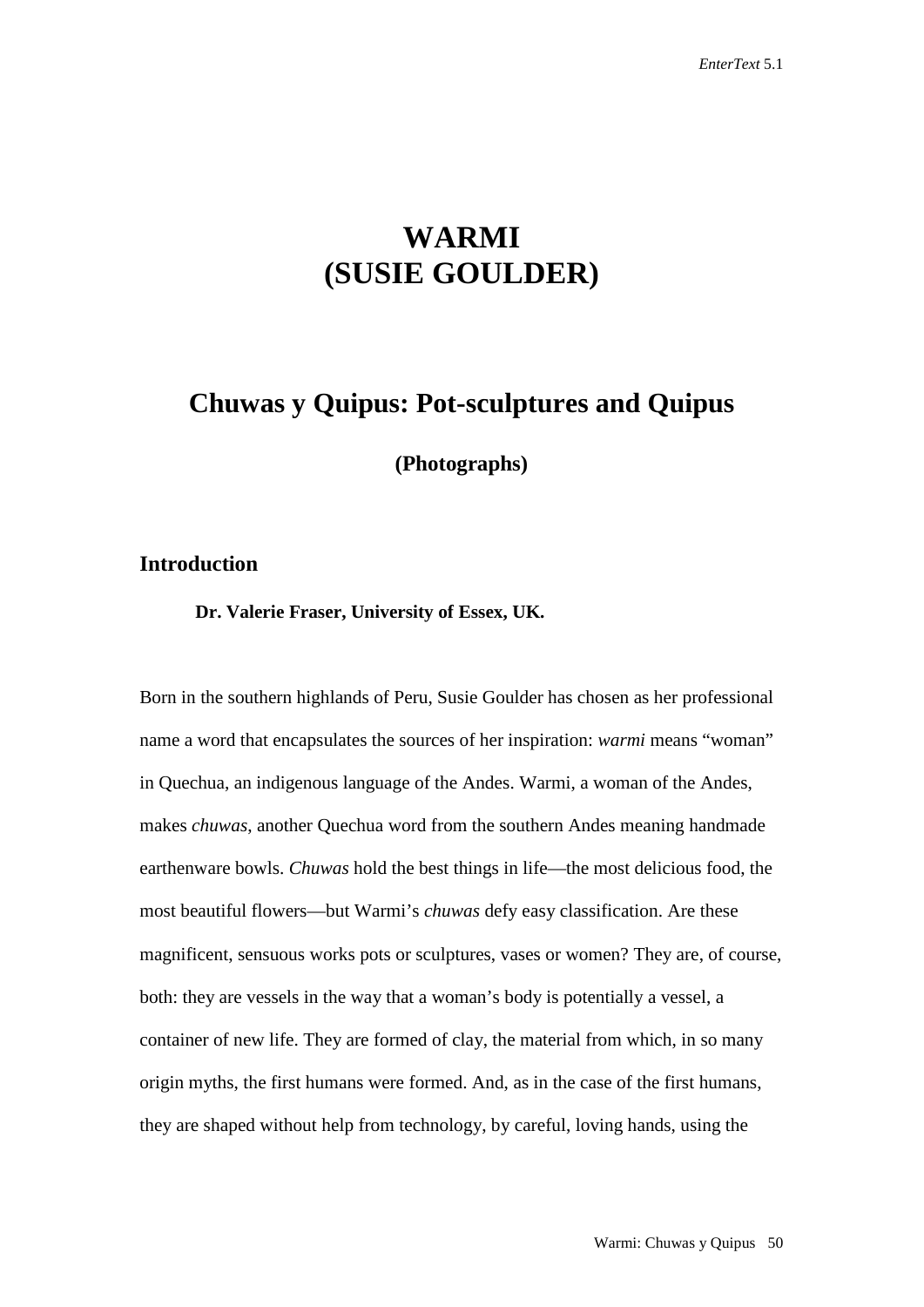# WARMI
# (SUSIE GOULDER)

## Chuwas y Quipus: Pot-sculptures and Quipus

**(Photographs)**

### Introduction

**Dr. Valerie Fraser, University of Essex, UK.**

Born in the southern highlands of Peru, Susie Goulder has chosen as her professional name a word that encapsulates the sources of her inspiration: *warmi* means "woman" in Quechua, an indigenous language of the Andes. Warmi, a woman of the Andes, makes *chuwas*, another Quechua word from the southern Andes meaning handmade earthenware bowls. *Chuwas* hold the best things in life—the most delicious food, the most beautiful flowers—but Warmi's *chuwas* defy easy classification. Are these magnificent, sensuous works pots or sculptures, vases or women? They are, of course, both: they are vessels in the way that a woman's body is potentially a vessel, a container of new life. They are formed of clay, the material from which, in so many origin myths, the first humans were formed. And, as in the case of the first humans, they are shaped without help from technology, by careful, loving hands, using the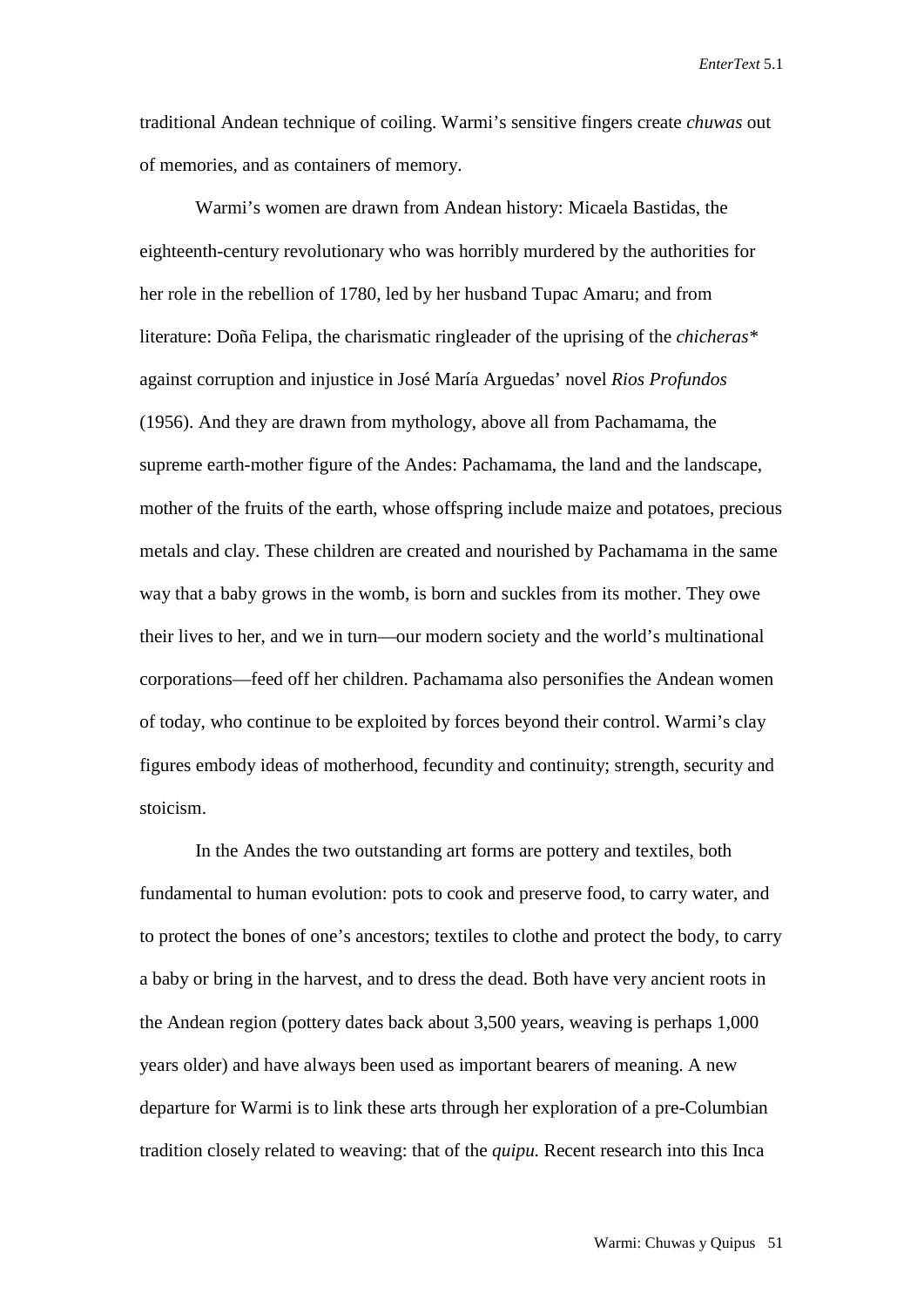traditional Andean technique of coiling. Warmi's sensitive fingers create *chuwas* out of memories, and as containers of memory.

Warmi's women are drawn from Andean history: Micaela Bastidas, the eighteenth-century revolutionary who was horribly murdered by the authorities for her role in the rebellion of 1780, led by her husband Tupac Amaru; and from literature: Doña Felipa, the charismatic ringleader of the uprising of the *chicheras** against corruption and injustice in José María Arguedas' novel *Rios Profundos* (1956). And they are drawn from mythology, above all from Pachamama, the supreme earth-mother figure of the Andes: Pachamama, the land and the landscape, mother of the fruits of the earth, whose offspring include maize and potatoes, precious metals and clay. These children are created and nourished by Pachamama in the same way that a baby grows in the womb, is born and suckles from its mother. They owe their lives to her, and we in turn—our modern society and the world's multinational corporations—feed off her children. Pachamama also personifies the Andean women of today, who continue to be exploited by forces beyond their control. Warmi's clay figures embody ideas of motherhood, fecundity and continuity; strength, security and stoicism.

In the Andes the two outstanding art forms are pottery and textiles, both fundamental to human evolution: pots to cook and preserve food, to carry water, and to protect the bones of one's ancestors; textiles to clothe and protect the body, to carry a baby or bring in the harvest, and to dress the dead. Both have very ancient roots in the Andean region (pottery dates back about 3,500 years, weaving is perhaps 1,000 years older) and have always been used as important bearers of meaning. A new departure for Warmi is to link these arts through her exploration of a pre-Columbian tradition closely related to weaving: that of the *quipu.* Recent research into this Inca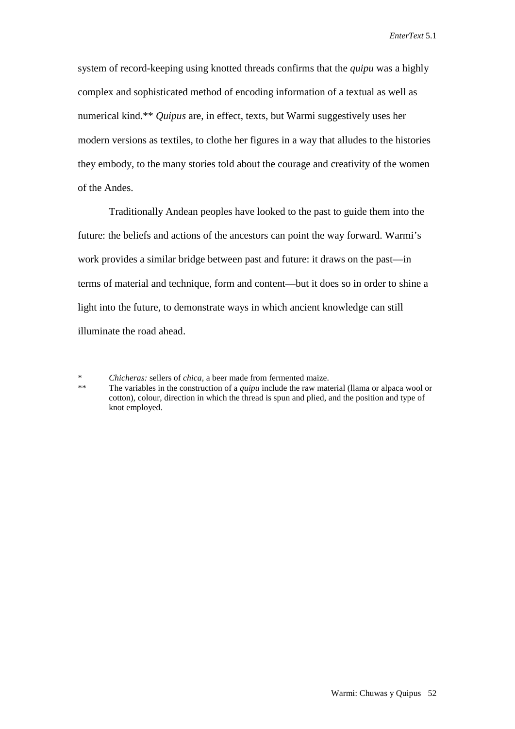system of record-keeping using knotted threads confirms that the *quipu* was a highly complex and sophisticated method of encoding information of a textual as well as numerical kind.** *Quipus* are, in effect, texts, but Warmi suggestively uses her modern versions as textiles, to clothe her figures in a way that alludes to the histories they embody, to the many stories told about the courage and creativity of the women of the Andes.

Traditionally Andean peoples have looked to the past to guide them into the future: the beliefs and actions of the ancestors can point the way forward. Warmi's work provides a similar bridge between past and future: it draws on the past—in terms of material and technique, form and content—but it does so in order to shine a light into the future, to demonstrate ways in which ancient knowledge can still illuminate the road ahead.

\* *Chicheras:* sellers of *chica*, a beer made from fermented maize.

\*\* The variables in the construction of a *quipu* include the raw material (llama or alpaca wool or cotton), colour, direction in which the thread is spun and plied, and the position and type of knot employed.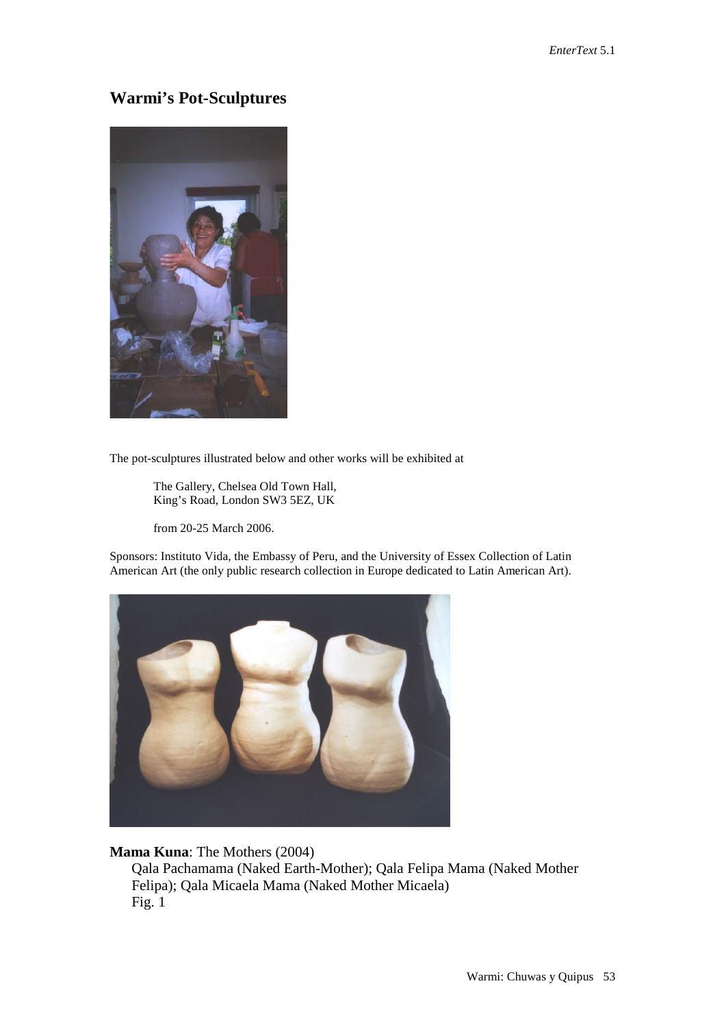## Warmi's Pot-Sculptures

The pot-sculptures illustrated below and other works will be exhibited at

> The Gallery, Chelsea Old Town Hall,
> King's Road, London SW3 5EZ, UK
>
> from 20-25 March 2006.

Sponsors: Instituto Vida, the Embassy of Peru, and the University of Essex Collection of Latin American Art (the only public research collection in Europe dedicated to Latin American Art).

**Mama Kuna**: The Mothers (2004)
Qala Pachamama (Naked Earth-Mother); Qala Felipa Mama (Naked Mother Felipa); Qala Micaela Mama (Naked Mother Micaela)
Fig. 1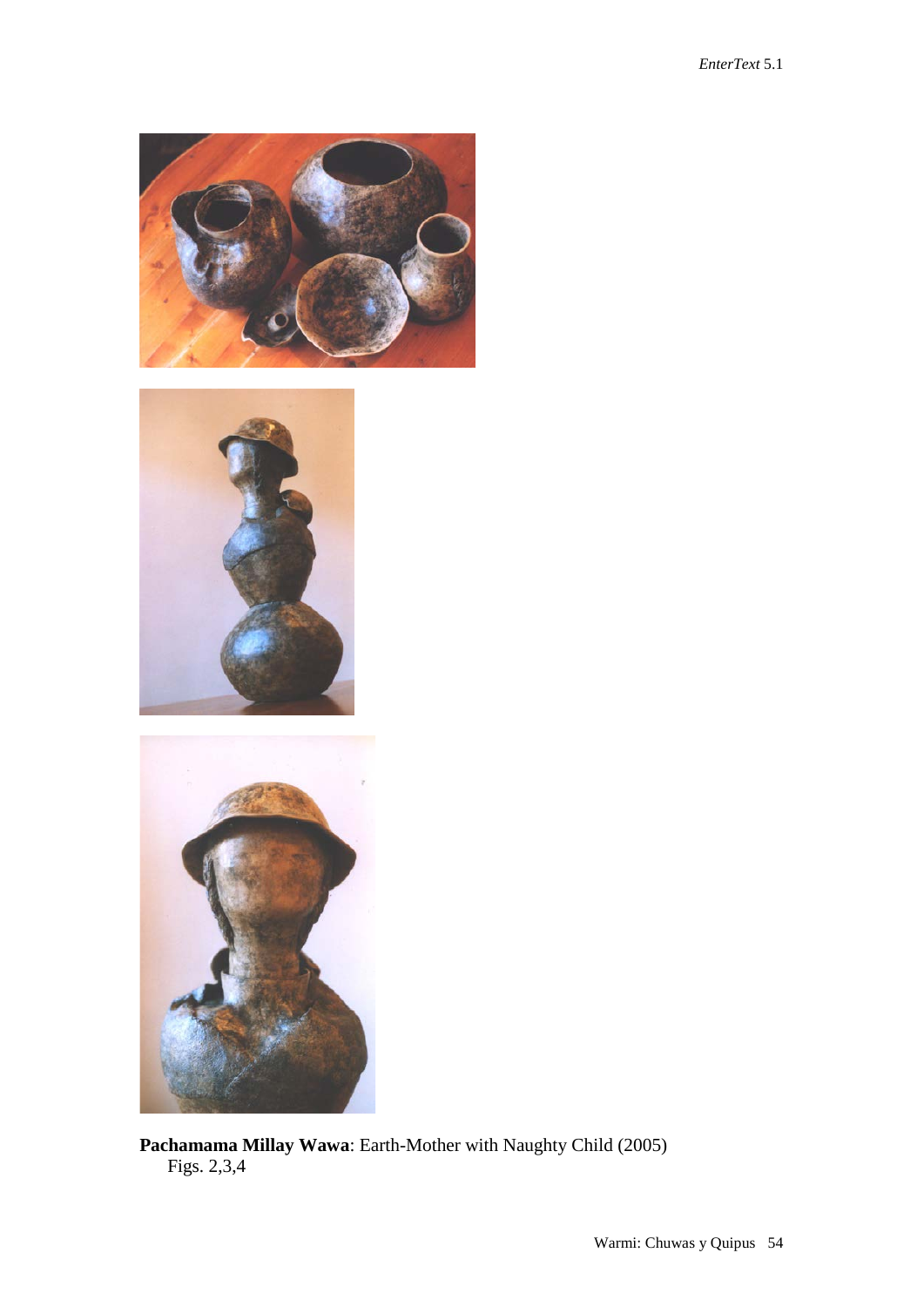**Pachamama Millay Wawa**: Earth-Mother with Naughty Child (2005)
Figs. 2,3,4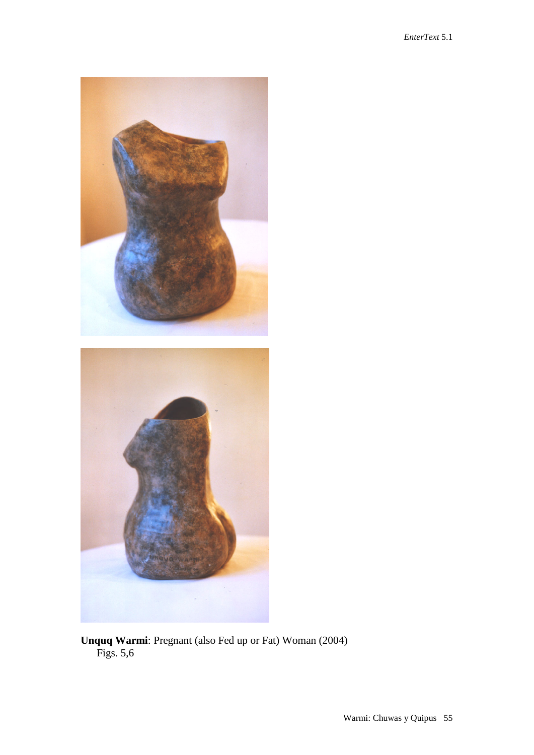**Unquq Warmi**: Pregnant (also Fed up or Fat) Woman (2004)
Figs. 5,6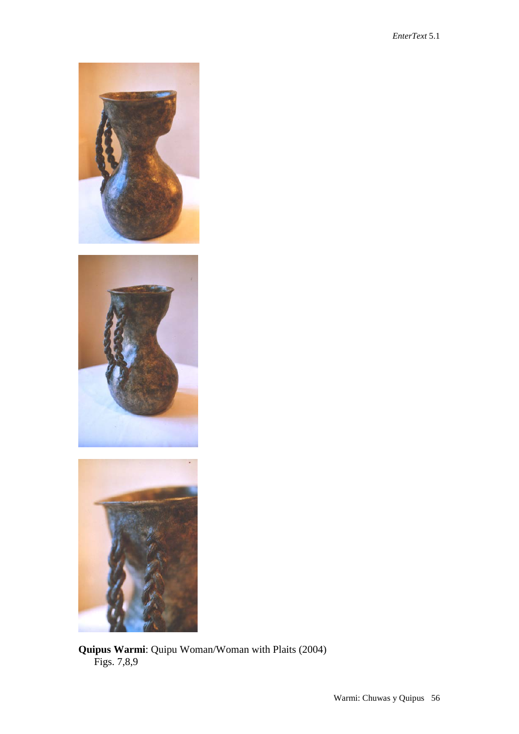**Quipus Warmi**: Quipu Woman/Woman with Plaits (2004)
Figs. 7,8,9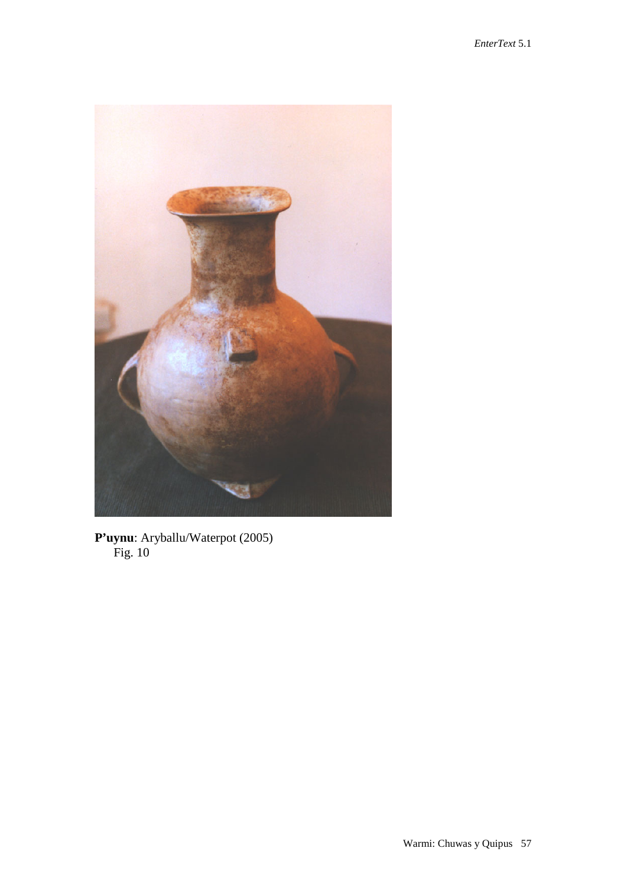**P'uynu**: Aryballu/Waterpot (2005)
Fig. 10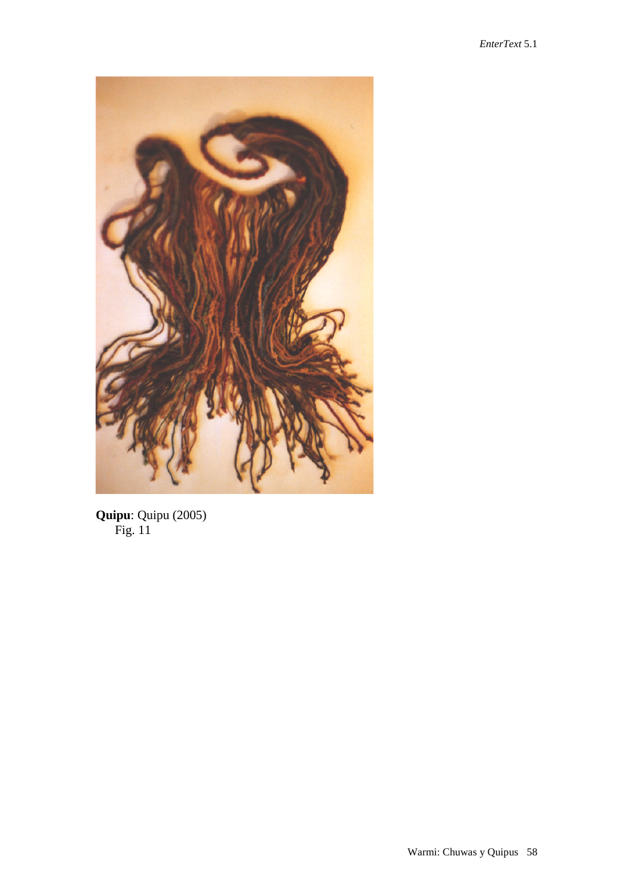**Quipu**: Quipu (2005)
Fig. 11